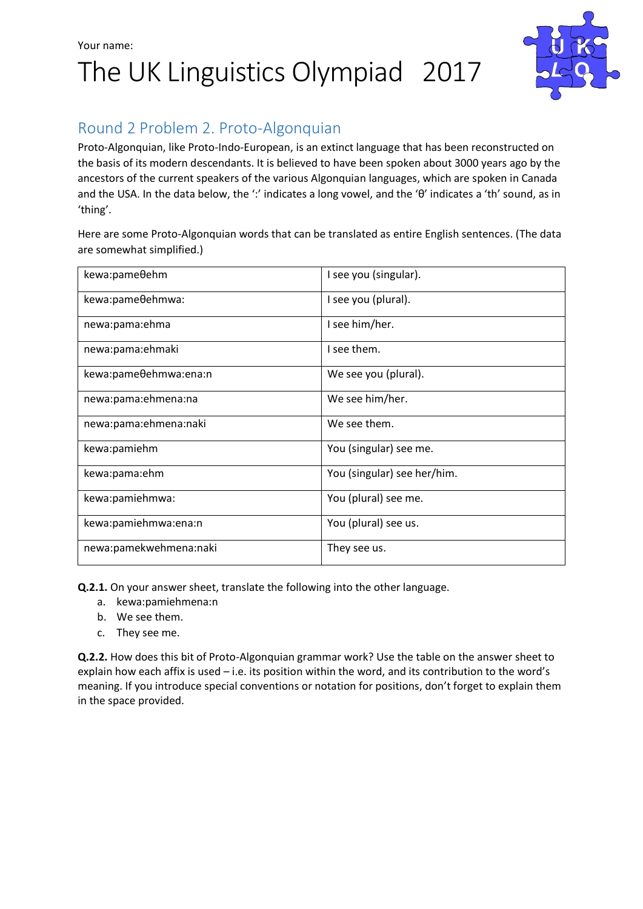Your name:

# The UK Linguistics Olympiad 2017

## Round 2 Problem 2. Proto-Algonquian

Proto-Algonquian, like Proto-Indo-European, is an extinct language that has been reconstructed on the basis of its modern descendants. It is believed to have been spoken about 3000 years ago by the ancestors of the current speakers of the various Algonquian languages, which are spoken in Canada and the USA. In the data below, the ':' indicates a long vowel, and the 'θ' indicates a 'th' sound, as in 'thing'.

Here are some Proto-Algonquian words that can be translated as entire English sentences. (The data are somewhat simplified.)

| | |
|---|---|
| kewa:pameθehm | I see you (singular). |
| kewa:pameθehmwa: | I see you (plural). |
| newa:pama:ehma | I see him/her. |
| newa:pama:ehmaki | I see them. |
| kewa:pameθehmwa:ena:n | We see you (plural). |
| newa:pama:ehmena:na | We see him/her. |
| newa:pama:ehmena:naki | We see them. |
| kewa:pamiehm | You (singular) see me. |
| kewa:pama:ehm | You (singular) see her/him. |
| kewa:pamiehmwa: | You (plural) see me. |
| kewa:pamiehmwa:ena:n | You (plural) see us. |
| newa:pamekwehmena:naki | They see us. |

**Q.2.1.** On your answer sheet, translate the following into the other language.

a. kewa:pamiehmena:n
b. We see them.
c. They see me.

**Q.2.2.** How does this bit of Proto-Algonquian grammar work? Use the table on the answer sheet to explain how each affix is used – i.e. its position within the word, and its contribution to the word's meaning. If you introduce special conventions or notation for positions, don't forget to explain them in the space provided.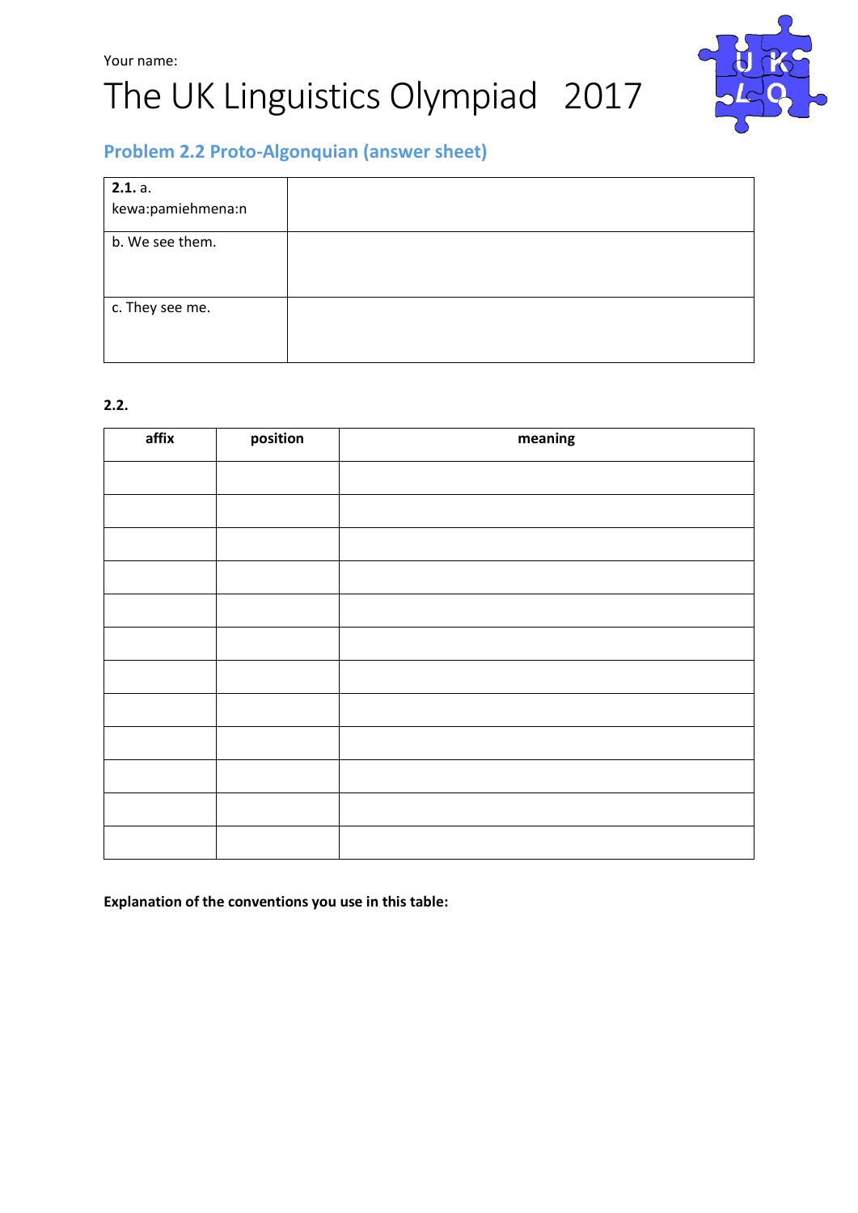Your name:

# The UK Linguistics Olympiad 2017

## Problem 2.2 Proto-Algonquian (answer sheet)

| | |
|---|---|
| **2.1.** a. kewa:pamiehmena:n | |
| b. We see them. | |
| c. They see me. | |

**2.2.**

| affix | position | meaning |
|---|---|---|
| | | |
| | | |
| | | |
| | | |
| | | |
| | | |
| | | |
| | | |
| | | |
| | | |
| | | |
| | | |

**Explanation of the conventions you use in this table:**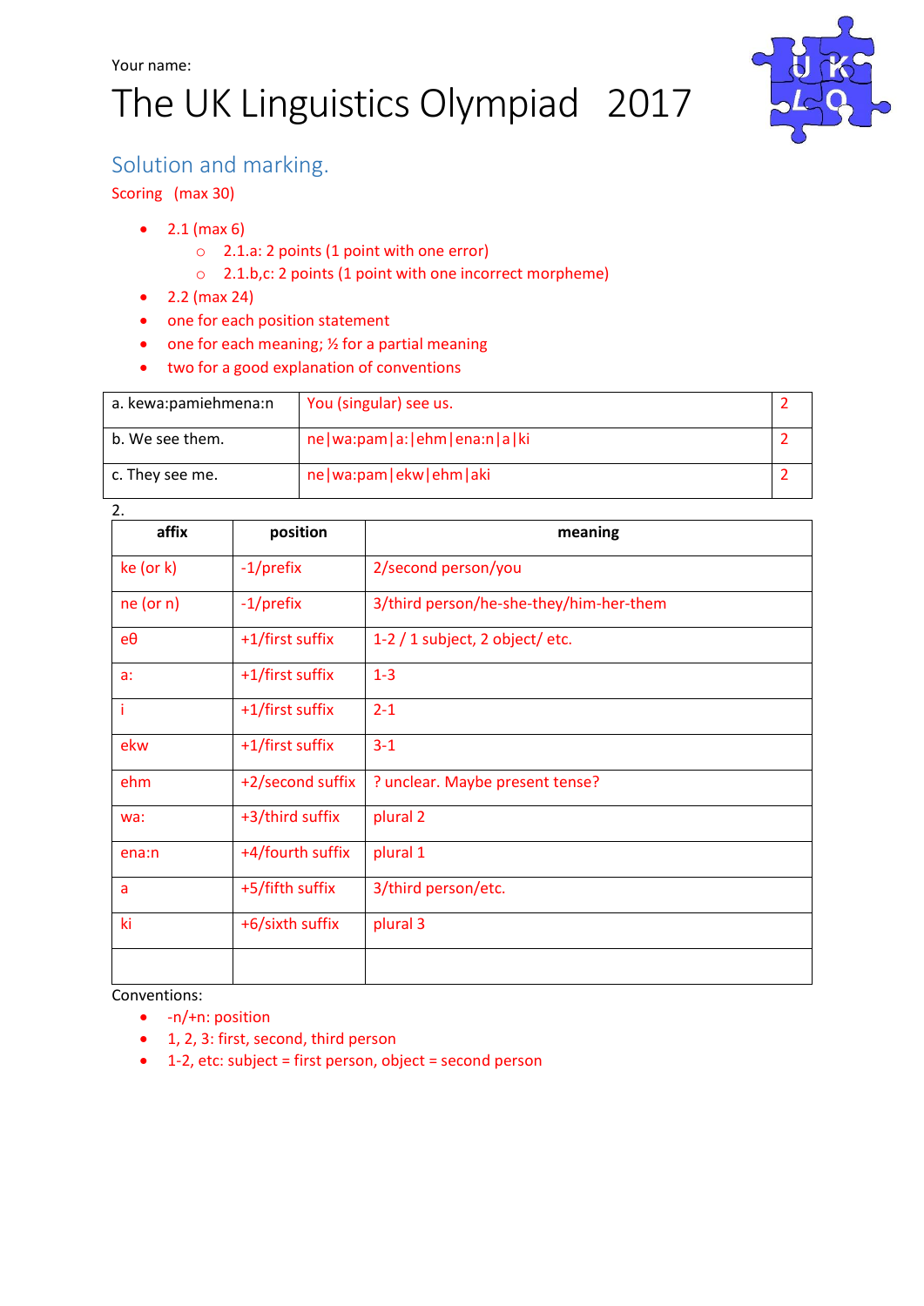Your name:

# The UK Linguistics Olympiad 2017

## Solution and marking.

Scoring (max 30)

- 2.1 (max 6)
  - 2.1.a: 2 points (1 point with one error)
  - 2.1.b,c: 2 points (1 point with one incorrect morpheme)
- 2.2 (max 24)
- one for each position statement
- one for each meaning; ½ for a partial meaning
- two for a good explanation of conventions

| | | |
|---|---|---|
| a. kewa:pamiehmena:n | You (singular) see us. | 2 |
| b. We see them. | ne\|wa:pam\|a:\|ehm\|ena:n\|a\|ki | 2 |
| c. They see me. | ne\|wa:pam\|ekw\|ehm\|aki | 2 |

2.

| affix | position | meaning |
|---|---|---|
| ke (or k) | -1/prefix | 2/second person/you |
| ne (or n) | -1/prefix | 3/third person/he-she-they/him-her-them |
| eθ | +1/first suffix | 1-2 / 1 subject, 2 object/ etc. |
| a: | +1/first suffix | 1-3 |
| i | +1/first suffix | 2-1 |
| ekw | +1/first suffix | 3-1 |
| ehm | +2/second suffix | ? unclear. Maybe present tense? |
| wa: | +3/third suffix | plural 2 |
| ena:n | +4/fourth suffix | plural 1 |
| a | +5/fifth suffix | 3/third person/etc. |
| ki | +6/sixth suffix | plural 3 |
| | | |

Conventions:

- -n/+n: position
- 1, 2, 3: first, second, third person
- 1-2, etc: subject = first person, object = second person